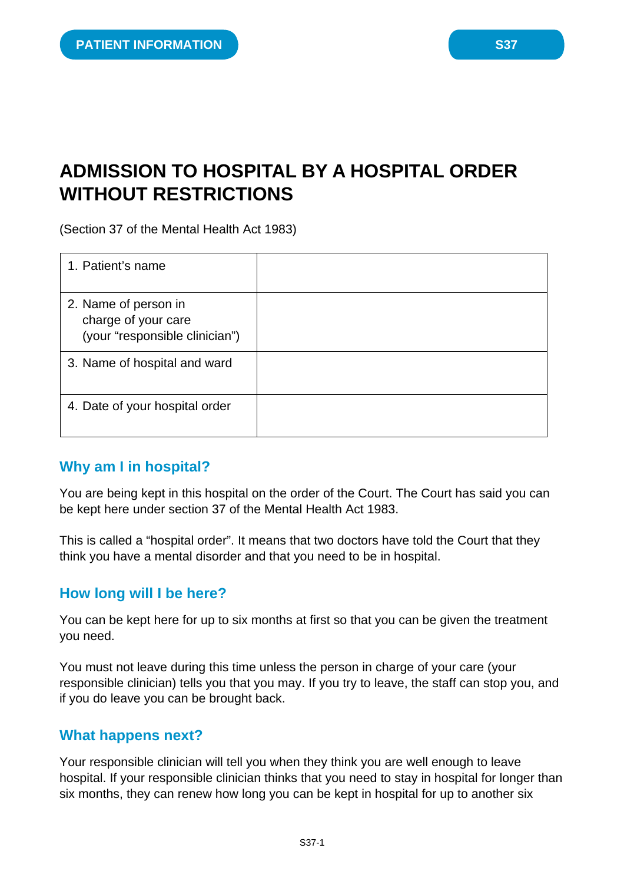PATIENT INFORMATION

S37

# ADMISSION TO HOSPITAL BY A HOSPITAL ORDER WITHOUT RESTRICTIONS

(Section 37 of the Mental Health Act 1983)

| | |
|---|---|
| 1. Patient's name | |
| 2. Name of person in charge of your care (your "responsible clinician") | |
| 3. Name of hospital and ward | |
| 4. Date of your hospital order | |

## Why am I in hospital?

You are being kept in this hospital on the order of the Court. The Court has said you can be kept here under section 37 of the Mental Health Act 1983.

This is called a "hospital order". It means that two doctors have told the Court that they think you have a mental disorder and that you need to be in hospital.

## How long will I be here?

You can be kept here for up to six months at first so that you can be given the treatment you need.

You must not leave during this time unless the person in charge of your care (your responsible clinician) tells you that you may. If you try to leave, the staff can stop you, and if you do leave you can be brought back.

## What happens next?

Your responsible clinician will tell you when they think you are well enough to leave hospital. If your responsible clinician thinks that you need to stay in hospital for longer than six months, they can renew how long you can be kept in hospital for up to another six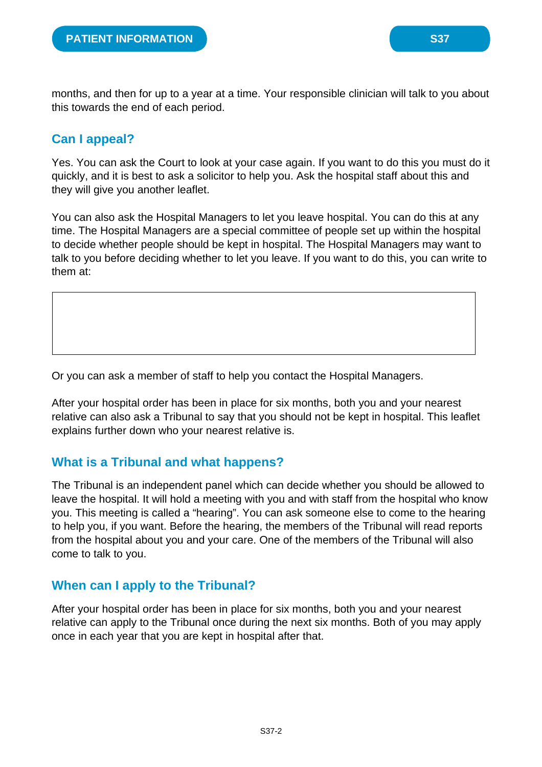months, and then for up to a year at a time. Your responsible clinician will talk to you about this towards the end of each period.

## Can I appeal?

Yes. You can ask the Court to look at your case again. If you want to do this you must do it quickly, and it is best to ask a solicitor to help you. Ask the hospital staff about this and they will give you another leaflet.

You can also ask the Hospital Managers to let you leave hospital. You can do this at any time. The Hospital Managers are a special committee of people set up within the hospital to decide whether people should be kept in hospital. The Hospital Managers may want to talk to you before deciding whether to let you leave. If you want to do this, you can write to them at:

Or you can ask a member of staff to help you contact the Hospital Managers.

After your hospital order has been in place for six months, both you and your nearest relative can also ask a Tribunal to say that you should not be kept in hospital. This leaflet explains further down who your nearest relative is.

## What is a Tribunal and what happens?

The Tribunal is an independent panel which can decide whether you should be allowed to leave the hospital. It will hold a meeting with you and with staff from the hospital who know you. This meeting is called a "hearing". You can ask someone else to come to the hearing to help you, if you want. Before the hearing, the members of the Tribunal will read reports from the hospital about you and your care. One of the members of the Tribunal will also come to talk to you.

## When can I apply to the Tribunal?

After your hospital order has been in place for six months, both you and your nearest relative can apply to the Tribunal once during the next six months. Both of you may apply once in each year that you are kept in hospital after that.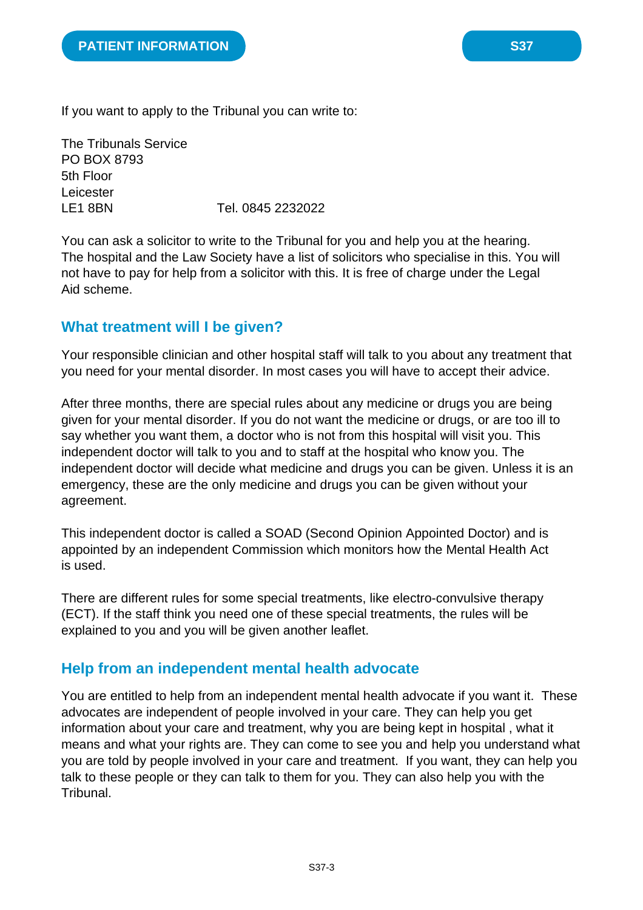If you want to apply to the Tribunal you can write to:

The Tribunals Service
PO BOX 8793
5th Floor
Leicester
LE1 8BN Tel. 0845 2232022

You can ask a solicitor to write to the Tribunal for you and help you at the hearing. The hospital and the Law Society have a list of solicitors who specialise in this. You will not have to pay for help from a solicitor with this. It is free of charge under the Legal Aid scheme.

## What treatment will I be given?

Your responsible clinician and other hospital staff will talk to you about any treatment that you need for your mental disorder. In most cases you will have to accept their advice.

After three months, there are special rules about any medicine or drugs you are being given for your mental disorder. If you do not want the medicine or drugs, or are too ill to say whether you want them, a doctor who is not from this hospital will visit you. This independent doctor will talk to you and to staff at the hospital who know you. The independent doctor will decide what medicine and drugs you can be given. Unless it is an emergency, these are the only medicine and drugs you can be given without your agreement.

This independent doctor is called a SOAD (Second Opinion Appointed Doctor) and is appointed by an independent Commission which monitors how the Mental Health Act is used.

There are different rules for some special treatments, like electro-convulsive therapy (ECT). If the staff think you need one of these special treatments, the rules will be explained to you and you will be given another leaflet.

## Help from an independent mental health advocate

You are entitled to help from an independent mental health advocate if you want it. These advocates are independent of people involved in your care. They can help you get information about your care and treatment, why you are being kept in hospital , what it means and what your rights are. They can come to see you and help you understand what you are told by people involved in your care and treatment. If you want, they can help you talk to these people or they can talk to them for you. They can also help you with the Tribunal.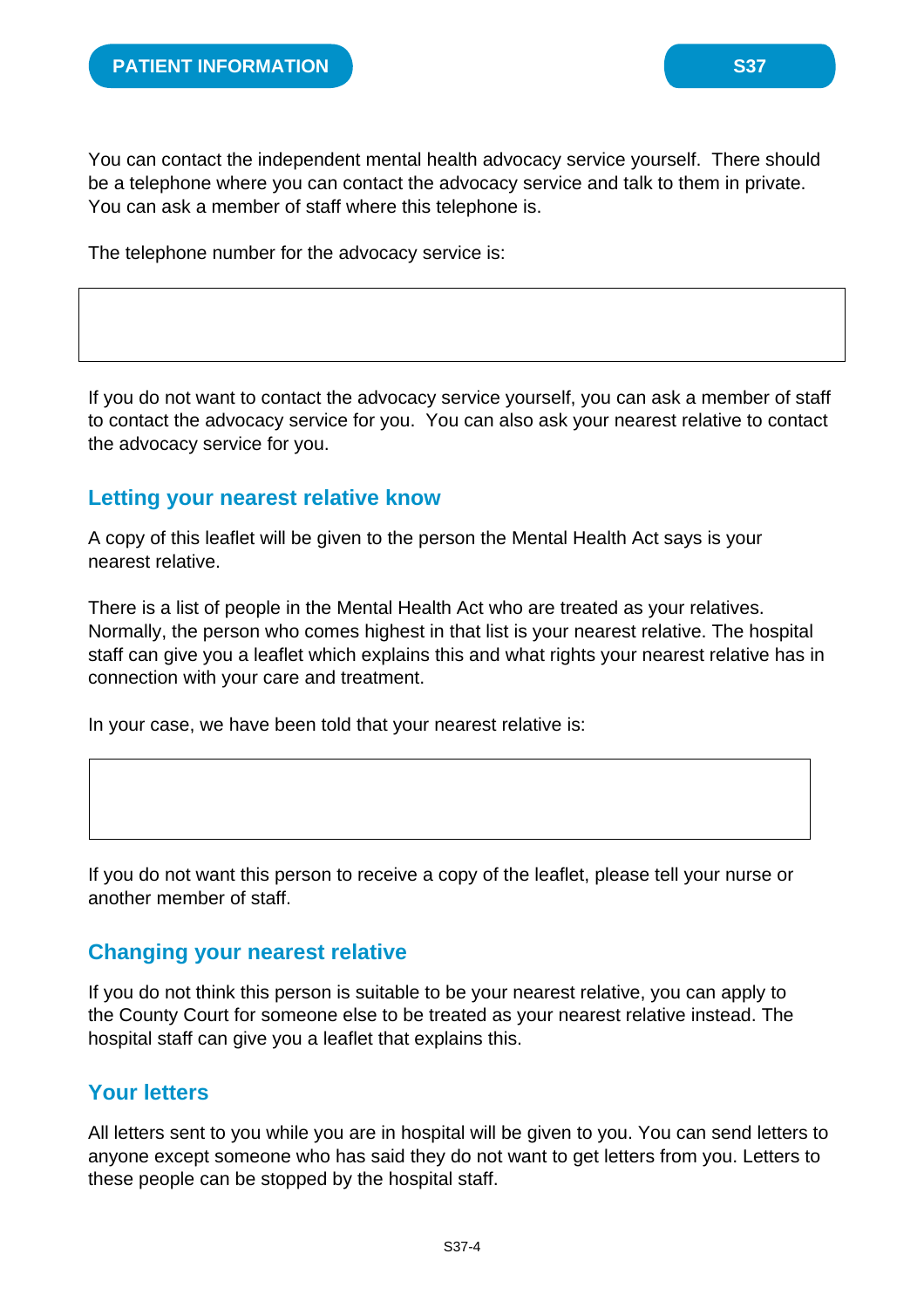You can contact the independent mental health advocacy service yourself. There should be a telephone where you can contact the advocacy service and talk to them in private. You can ask a member of staff where this telephone is.

The telephone number for the advocacy service is:

| |
|---|
| |

If you do not want to contact the advocacy service yourself, you can ask a member of staff to contact the advocacy service for you. You can also ask your nearest relative to contact the advocacy service for you.

## Letting your nearest relative know

A copy of this leaflet will be given to the person the Mental Health Act says is your nearest relative.

There is a list of people in the Mental Health Act who are treated as your relatives. Normally, the person who comes highest in that list is your nearest relative. The hospital staff can give you a leaflet which explains this and what rights your nearest relative has in connection with your care and treatment.

In your case, we have been told that your nearest relative is:

| |
|---|
| |

If you do not want this person to receive a copy of the leaflet, please tell your nurse or another member of staff.

## Changing your nearest relative

If you do not think this person is suitable to be your nearest relative, you can apply to the County Court for someone else to be treated as your nearest relative instead. The hospital staff can give you a leaflet that explains this.

## Your letters

All letters sent to you while you are in hospital will be given to you. You can send letters to anyone except someone who has said they do not want to get letters from you. Letters to these people can be stopped by the hospital staff.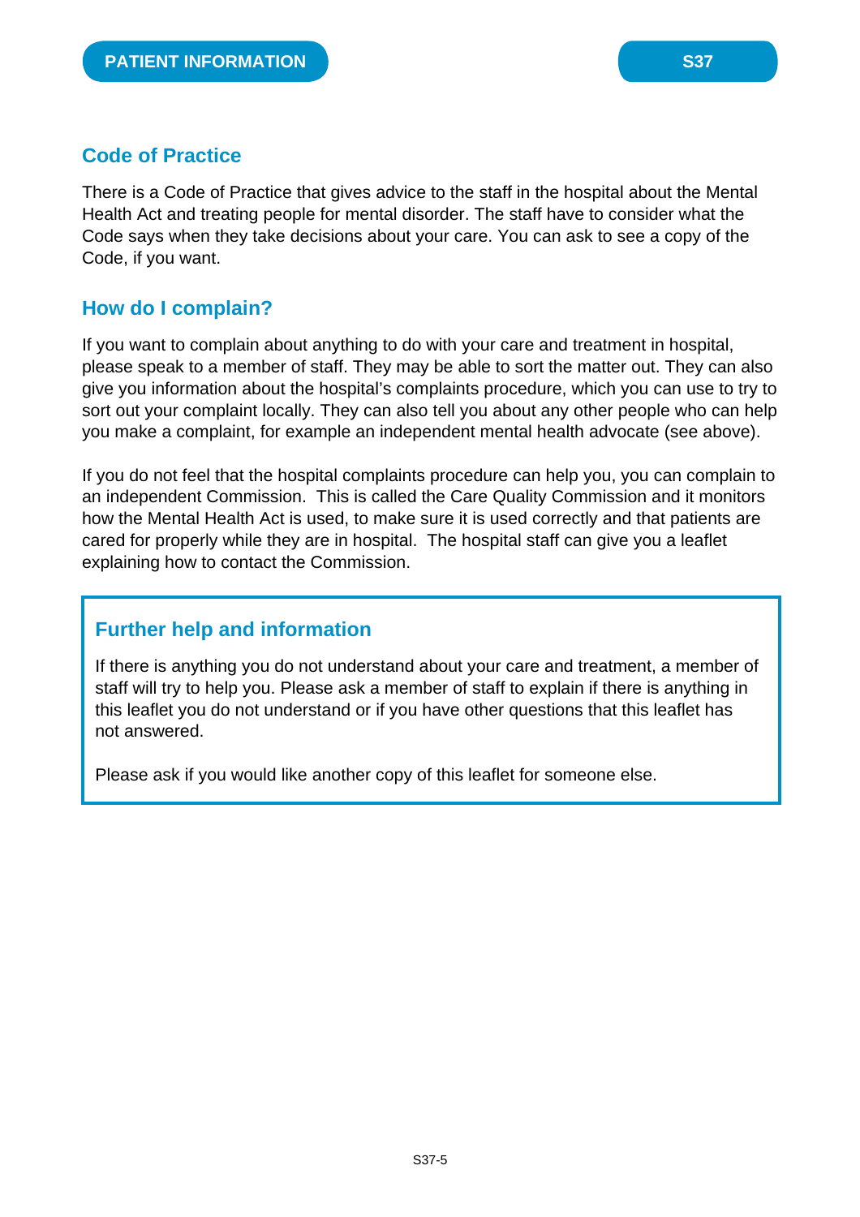## Code of Practice

There is a Code of Practice that gives advice to the staff in the hospital about the Mental Health Act and treating people for mental disorder. The staff have to consider what the Code says when they take decisions about your care. You can ask to see a copy of the Code, if you want.

## How do I complain?

If you want to complain about anything to do with your care and treatment in hospital, please speak to a member of staff. They may be able to sort the matter out. They can also give you information about the hospital's complaints procedure, which you can use to try to sort out your complaint locally. They can also tell you about any other people who can help you make a complaint, for example an independent mental health advocate (see above).

If you do not feel that the hospital complaints procedure can help you, you can complain to an independent Commission. This is called the Care Quality Commission and it monitors how the Mental Health Act is used, to make sure it is used correctly and that patients are cared for properly while they are in hospital. The hospital staff can give you a leaflet explaining how to contact the Commission.

## Further help and information

If there is anything you do not understand about your care and treatment, a member of staff will try to help you. Please ask a member of staff to explain if there is anything in this leaflet you do not understand or if you have other questions that this leaflet has not answered.

Please ask if you would like another copy of this leaflet for someone else.